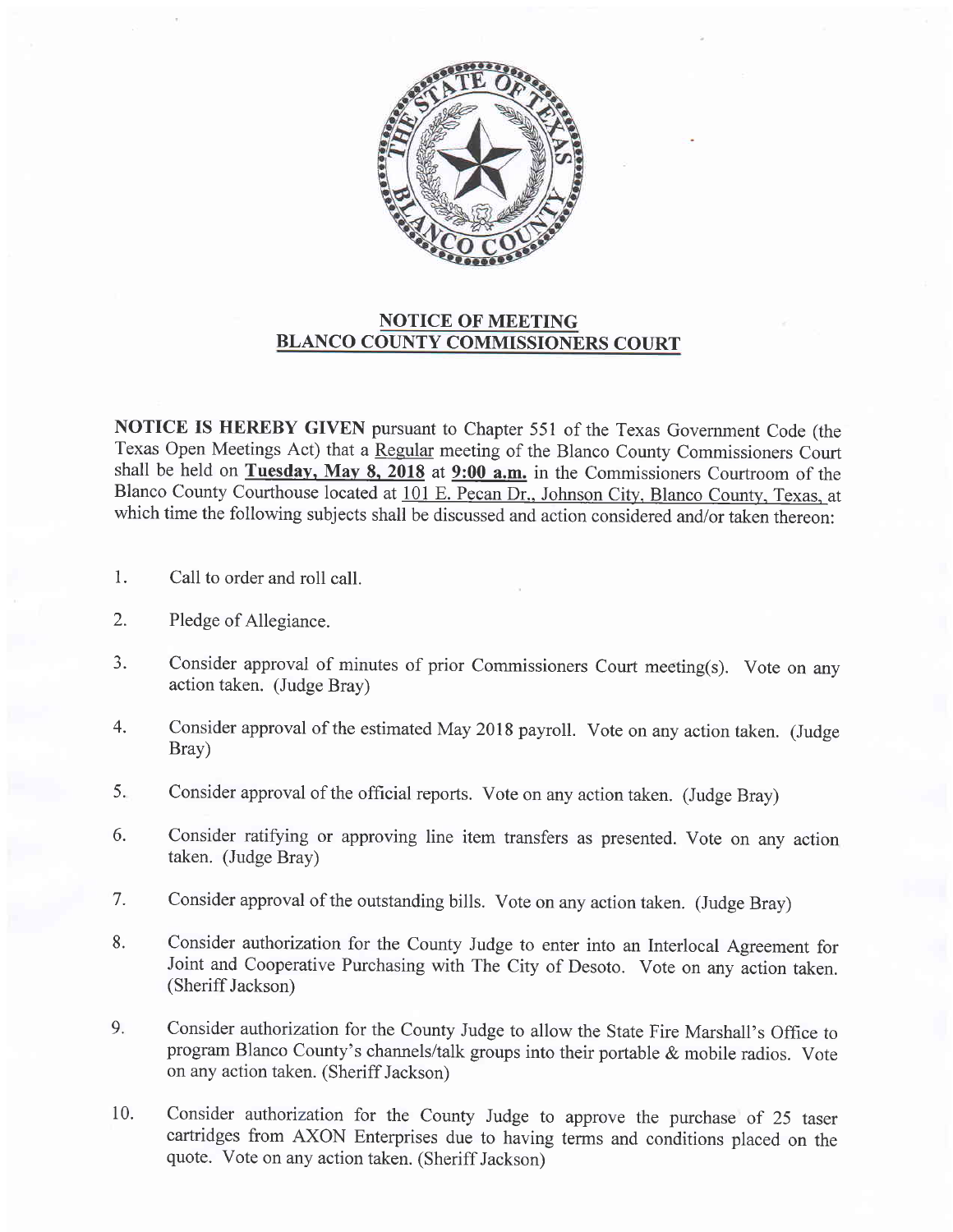## NOTICE OF MEETING
## BLANCO COUNTY COMMISSIONERS COURT

**NOTICE IS HEREBY GIVEN** pursuant to Chapter 551 of the Texas Government Code (the Texas Open Meetings Act) that a Regular meeting of the Blanco County Commissioners Court shall be held on **Tuesday, May 8, 2018** at **9:00 a.m.** in the Commissioners Courtroom of the Blanco County Courthouse located at 101 E. Pecan Dr., Johnson City, Blanco County, Texas, at which time the following subjects shall be discussed and action considered and/or taken thereon:

1. Call to order and roll call.
2. Pledge of Allegiance.
3. Consider approval of minutes of prior Commissioners Court meeting(s). Vote on any action taken. (Judge Bray)
4. Consider approval of the estimated May 2018 payroll. Vote on any action taken. (Judge Bray)
5. Consider approval of the official reports. Vote on any action taken. (Judge Bray)
6. Consider ratifying or approving line item transfers as presented. Vote on any action taken. (Judge Bray)
7. Consider approval of the outstanding bills. Vote on any action taken. (Judge Bray)
8. Consider authorization for the County Judge to enter into an Interlocal Agreement for Joint and Cooperative Purchasing with The City of Desoto. Vote on any action taken. (Sheriff Jackson)
9. Consider authorization for the County Judge to allow the State Fire Marshall's Office to program Blanco County's channels/talk groups into their portable & mobile radios. Vote on any action taken. (Sheriff Jackson)
10. Consider authorization for the County Judge to approve the purchase of 25 taser cartridges from AXON Enterprises due to having terms and conditions placed on the quote. Vote on any action taken. (Sheriff Jackson)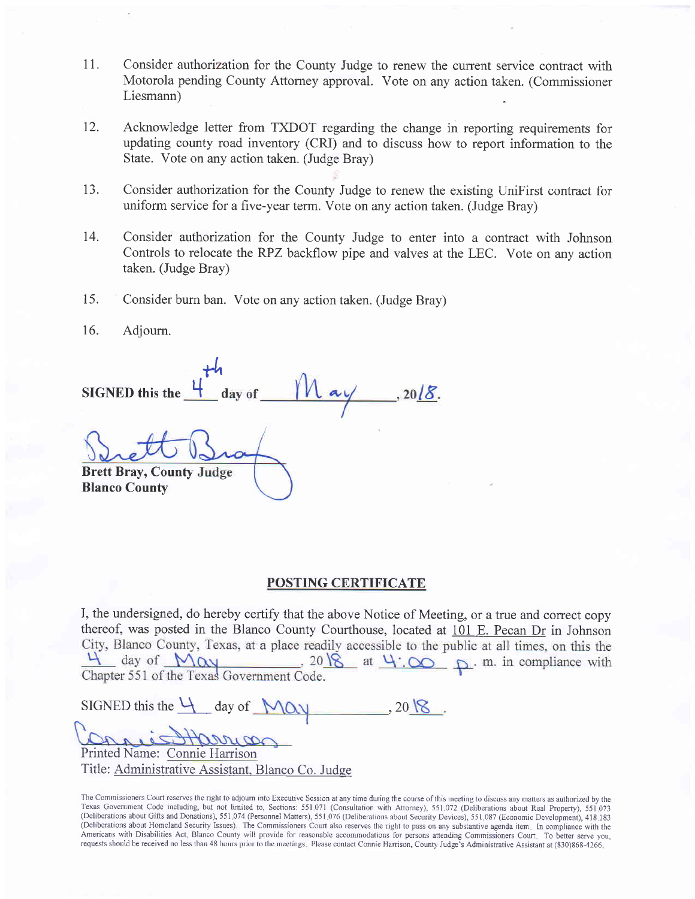11. Consider authorization for the County Judge to renew the current service contract with Motorola pending County Attorney approval. Vote on any action taken. (Commissioner Liesmann)

12. Acknowledge letter from TXDOT regarding the change in reporting requirements for updating county road inventory (CRI) and to discuss how to report information to the State. Vote on any action taken. (Judge Bray)

13. Consider authorization for the County Judge to renew the existing UniFirst contract for uniform service for a five-year term. Vote on any action taken. (Judge Bray)

14. Consider authorization for the County Judge to enter into a contract with Johnson Controls to relocate the RPZ backflow pipe and valves at the LEC. Vote on any action taken. (Judge Bray)

15. Consider burn ban. Vote on any action taken. (Judge Bray)

16. Adjourn.

**SIGNED this the** 4th **day of** May, **20**18.

Brett Bray

**Brett Bray, County Judge**
**Blanco County**

## POSTING CERTIFICATE

I, the undersigned, do hereby certify that the above Notice of Meeting, or a true and correct copy thereof, was posted in the Blanco County Courthouse, located at 101 E. Pecan Dr in Johnson City, Blanco County, Texas, at a place readily accessible to the public at all times, on this the 4 day of May, 2018 at 4:00 p. m. in compliance with Chapter 551 of the Texas Government Code.

SIGNED this the 4 day of May, 2018.

Connie Harrison

Printed Name: Connie Harrison
Title: Administrative Assistant, Blanco Co. Judge

The Commissioners Court reserves the right to adjourn into Executive Session at any time during the course of this meeting to discuss any matters as authorized by the Texas Government Code including, but not limited to, Sections: 551.071 (Consultation with Attorney), 551.072 (Deliberations about Real Property), 551.073 (Deliberations about Gifts and Donations), 551.074 (Personnel Matters), 551.076 (Deliberations about Security Devices), 551.087 (Economic Development), 418.183 (Deliberations about Homeland Security Issues). The Commissioners Court also reserves the right to pass on any substantive agenda item. In compliance with the Americans with Disabilities Act, Blanco County will provide for reasonable accommodations for persons attending Commissioners Court. To better serve you, requests should be received no less than 48 hours prior to the meetings. Please contact Connie Harrison, County Judge's Administrative Assistant at (830)868-4266.